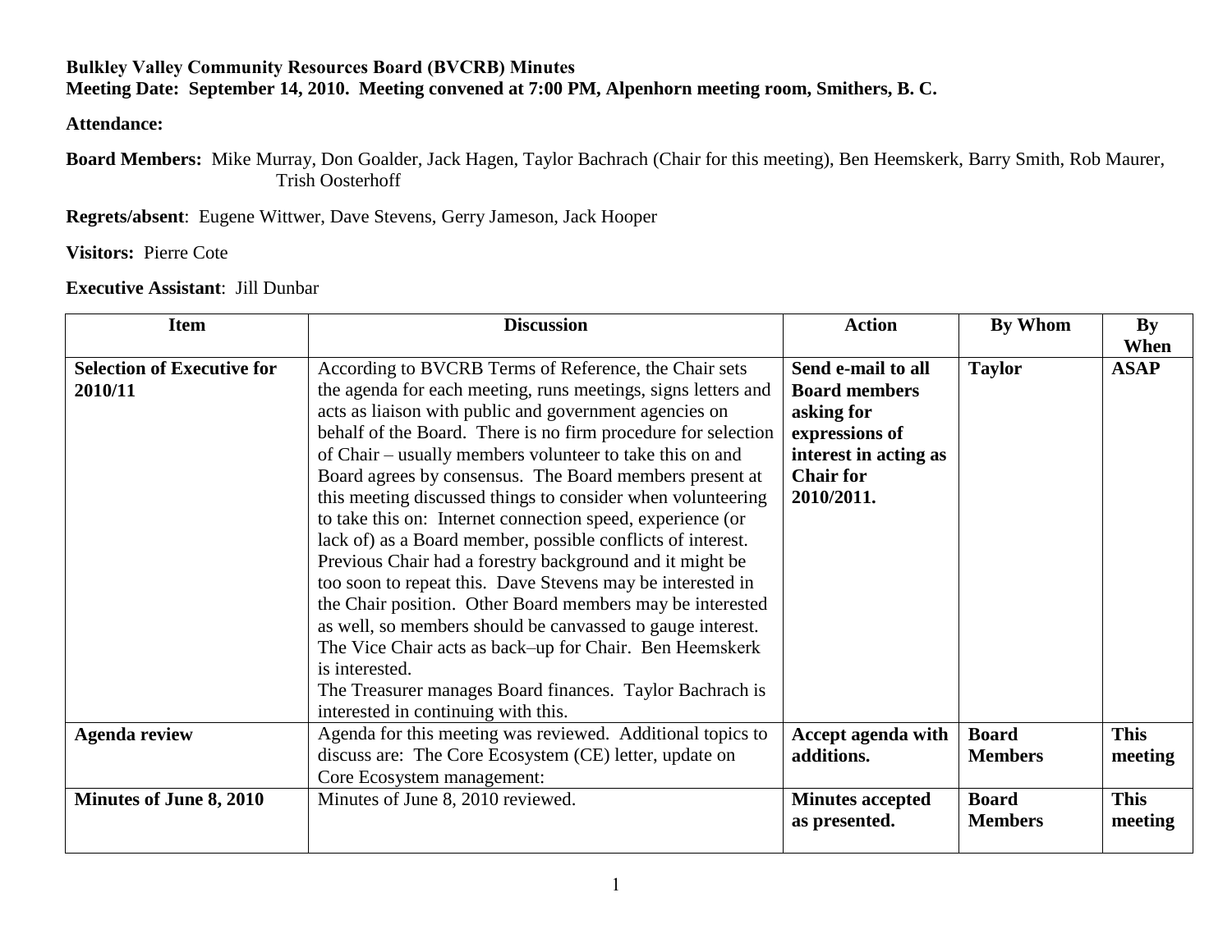**Bulkley Valley Community Resources Board (BVCRB) Minutes**
**Meeting Date: September 14, 2010. Meeting convened at 7:00 PM, Alpenhorn meeting room, Smithers, B. C.**

**Attendance:**

**Board Members:** Mike Murray, Don Goalder, Jack Hagen, Taylor Bachrach (Chair for this meeting), Ben Heemskerk, Barry Smith, Rob Maurer, Trish Oosterhoff

**Regrets/absent**: Eugene Wittwer, Dave Stevens, Gerry Jameson, Jack Hooper

**Visitors:** Pierre Cote

**Executive Assistant**: Jill Dunbar

| Item | Discussion | Action | By Whom | By When |
|---|---|---|---|---|
| **Selection of Executive for 2010/11** | According to BVCRB Terms of Reference, the Chair sets the agenda for each meeting, runs meetings, signs letters and acts as liaison with public and government agencies on behalf of the Board. There is no firm procedure for selection of Chair – usually members volunteer to take this on and Board agrees by consensus. The Board members present at this meeting discussed things to consider when volunteering to take this on: Internet connection speed, experience (or lack of) as a Board member, possible conflicts of interest. Previous Chair had a forestry background and it might be too soon to repeat this. Dave Stevens may be interested in the Chair position. Other Board members may be interested as well, so members should be canvassed to gauge interest. The Vice Chair acts as back–up for Chair. Ben Heemskerk is interested.<br>The Treasurer manages Board finances. Taylor Bachrach is interested in continuing with this. | **Send e-mail to all Board members asking for expressions of interest in acting as Chair for 2010/2011.** | **Taylor** | **ASAP** |
| **Agenda review** | Agenda for this meeting was reviewed. Additional topics to discuss are: The Core Ecosystem (CE) letter, update on Core Ecosystem management: | **Accept agenda with additions.** | **Board Members** | **This meeting** |
| **Minutes of June 8, 2010** | Minutes of June 8, 2010 reviewed. | **Minutes accepted as presented.** | **Board Members** | **This meeting** |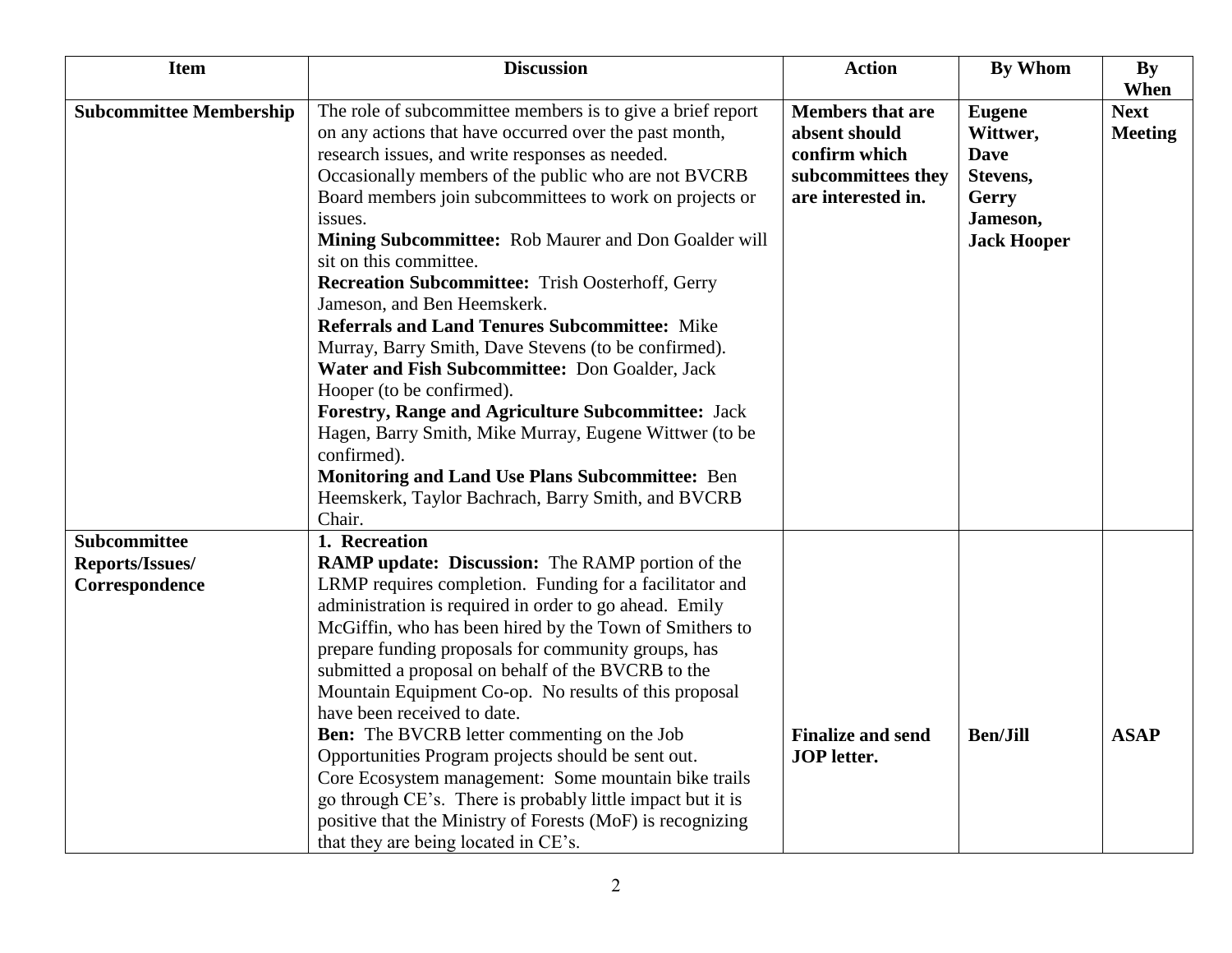| Item | Discussion | Action | By Whom | By When |
|---|---|---|---|---|
| **Subcommittee Membership** | The role of subcommittee members is to give a brief report on any actions that have occurred over the past month, research issues, and write responses as needed. Occasionally members of the public who are not BVCRB Board members join subcommittees to work on projects or issues.<br>**Mining Subcommittee:** Rob Maurer and Don Goalder will sit on this committee.<br>**Recreation Subcommittee:** Trish Oosterhoff, Gerry Jameson, and Ben Heemskerk.<br>**Referrals and Land Tenures Subcommittee:** Mike Murray, Barry Smith, Dave Stevens (to be confirmed).<br>**Water and Fish Subcommittee:** Don Goalder, Jack Hooper (to be confirmed).<br>**Forestry, Range and Agriculture Subcommittee:** Jack Hagen, Barry Smith, Mike Murray, Eugene Wittwer (to be confirmed).<br>**Monitoring and Land Use Plans Subcommittee:** Ben Heemskerk, Taylor Bachrach, Barry Smith, and BVCRB Chair. | **Members that are absent should confirm which subcommittees they are interested in.** | **Eugene Wittwer, Dave Stevens, Gerry Jameson, Jack Hooper** | **Next Meeting** |
| **Subcommittee Reports/Issues/ Correspondence** | **1. Recreation**<br>**RAMP update: Discussion:** The RAMP portion of the LRMP requires completion. Funding for a facilitator and administration is required in order to go ahead. Emily McGiffin, who has been hired by the Town of Smithers to prepare funding proposals for community groups, has submitted a proposal on behalf of the BVCRB to the Mountain Equipment Co-op. No results of this proposal have been received to date.<br>**Ben:** The BVCRB letter commenting on the Job Opportunities Program projects should be sent out.<br>Core Ecosystem management: Some mountain bike trails go through CE's. There is probably little impact but it is positive that the Ministry of Forests (MoF) is recognizing that they are being located in CE's. | **Finalize and send JOP letter.** | **Ben/Jill** | **ASAP** |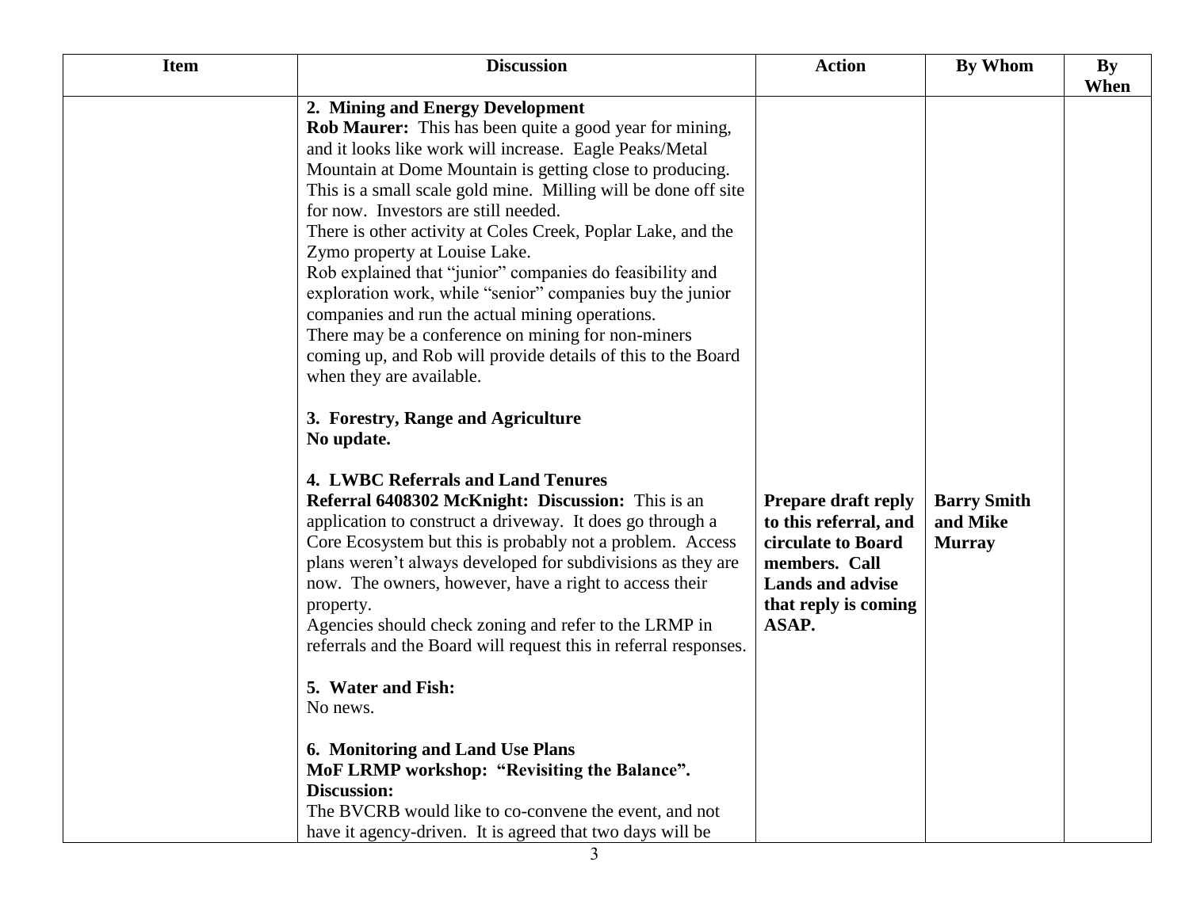| Item | Discussion | Action | By Whom | By When |
|---|---|---|---|---|
| | **2. Mining and Energy Development**<br>**Rob Maurer:** This has been quite a good year for mining, and it looks like work will increase. Eagle Peaks/Metal Mountain at Dome Mountain is getting close to producing. This is a small scale gold mine. Milling will be done off site for now. Investors are still needed.<br>There is other activity at Coles Creek, Poplar Lake, and the Zymo property at Louise Lake.<br>Rob explained that "junior" companies do feasibility and exploration work, while "senior" companies buy the junior companies and run the actual mining operations.<br>There may be a conference on mining for non-miners coming up, and Rob will provide details of this to the Board when they are available.<br><br>**3. Forestry, Range and Agriculture**<br>**No update.**<br><br>**4. LWBC Referrals and Land Tenures**<br>**Referral 6408302 McKnight: Discussion:** This is an application to construct a driveway. It does go through a Core Ecosystem but this is probably not a problem. Access plans weren't always developed for subdivisions as they are now. The owners, however, have a right to access their property.<br>Agencies should check zoning and refer to the LRMP in referrals and the Board will request this in referral responses.<br><br>**5. Water and Fish:**<br>No news.<br><br>**6. Monitoring and Land Use Plans**<br>**MoF LRMP workshop: "Revisiting the Balance".**<br>**Discussion:**<br>The BVCRB would like to co-convene the event, and not have it agency-driven. It is agreed that two days will be | **Prepare draft reply to this referral, and circulate to Board members. Call Lands and advise that reply is coming ASAP.** | **Barry Smith and Mike Murray** | |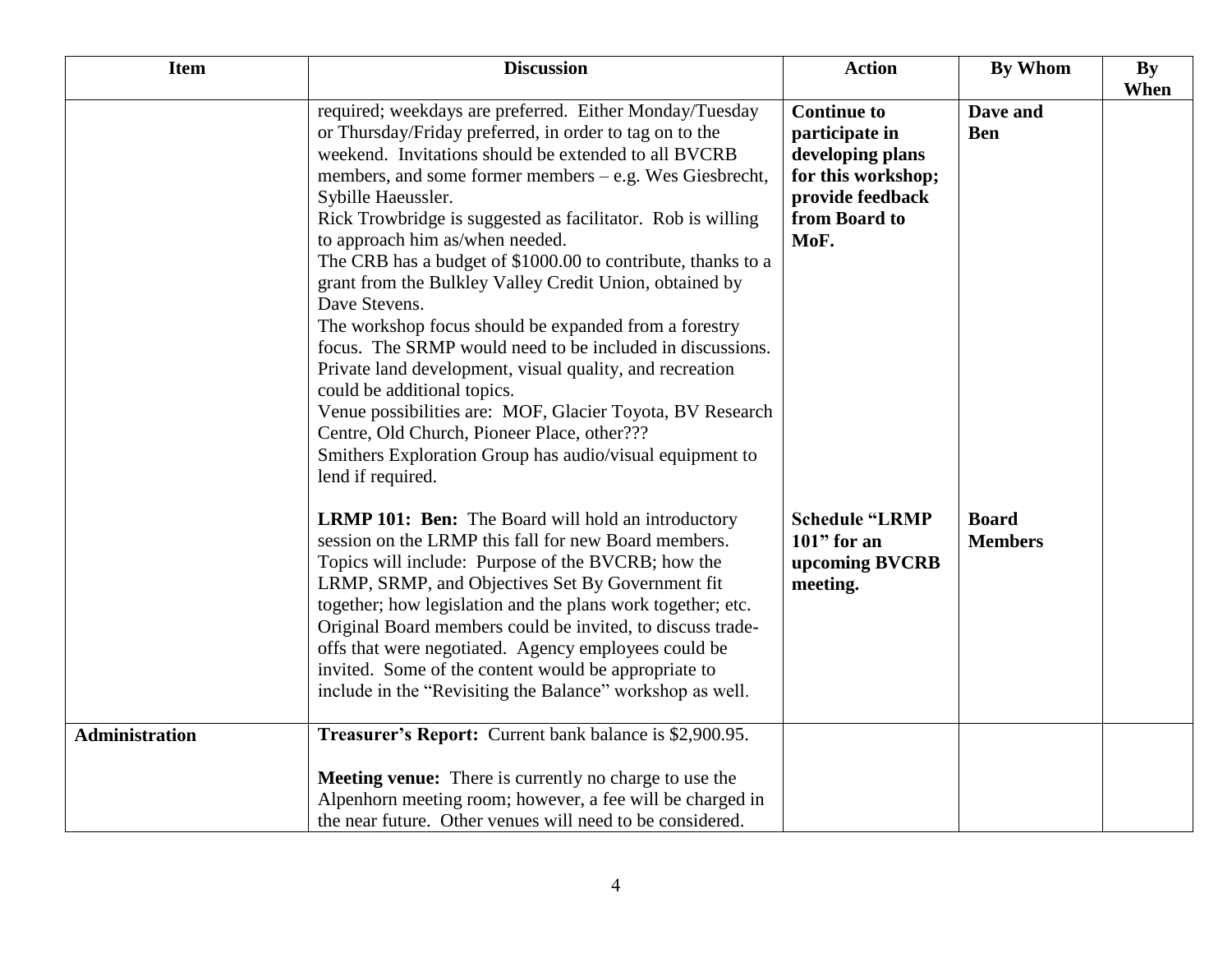| Item | Discussion | Action | By Whom | By When |
|---|---|---|---|---|
| | required; weekdays are preferred. Either Monday/Tuesday or Thursday/Friday preferred, in order to tag on to the weekend. Invitations should be extended to all BVCRB members, and some former members – e.g. Wes Giesbrecht, Sybille Haeussler.<br>Rick Trowbridge is suggested as facilitator. Rob is willing to approach him as/when needed.<br>The CRB has a budget of $1000.00 to contribute, thanks to a grant from the Bulkley Valley Credit Union, obtained by Dave Stevens.<br>The workshop focus should be expanded from a forestry focus. The SRMP would need to be included in discussions. Private land development, visual quality, and recreation could be additional topics.<br>Venue possibilities are: MOF, Glacier Toyota, BV Research Centre, Old Church, Pioneer Place, other???<br>Smithers Exploration Group has audio/visual equipment to lend if required. | **Continue to participate in developing plans for this workshop; provide feedback from Board to MoF.** | **Dave and Ben** | |
| | **LRMP 101: Ben:** The Board will hold an introductory session on the LRMP this fall for new Board members. Topics will include: Purpose of the BVCRB; how the LRMP, SRMP, and Objectives Set By Government fit together; how legislation and the plans work together; etc. Original Board members could be invited, to discuss trade-offs that were negotiated. Agency employees could be invited. Some of the content would be appropriate to include in the "Revisiting the Balance" workshop as well. | **Schedule "LRMP 101" for an upcoming BVCRB meeting.** | **Board Members** | |
| **Administration** | **Treasurer's Report:** Current bank balance is $2,900.95.<br><br>**Meeting venue:** There is currently no charge to use the Alpenhorn meeting room; however, a fee will be charged in the near future. Other venues will need to be considered. | | | |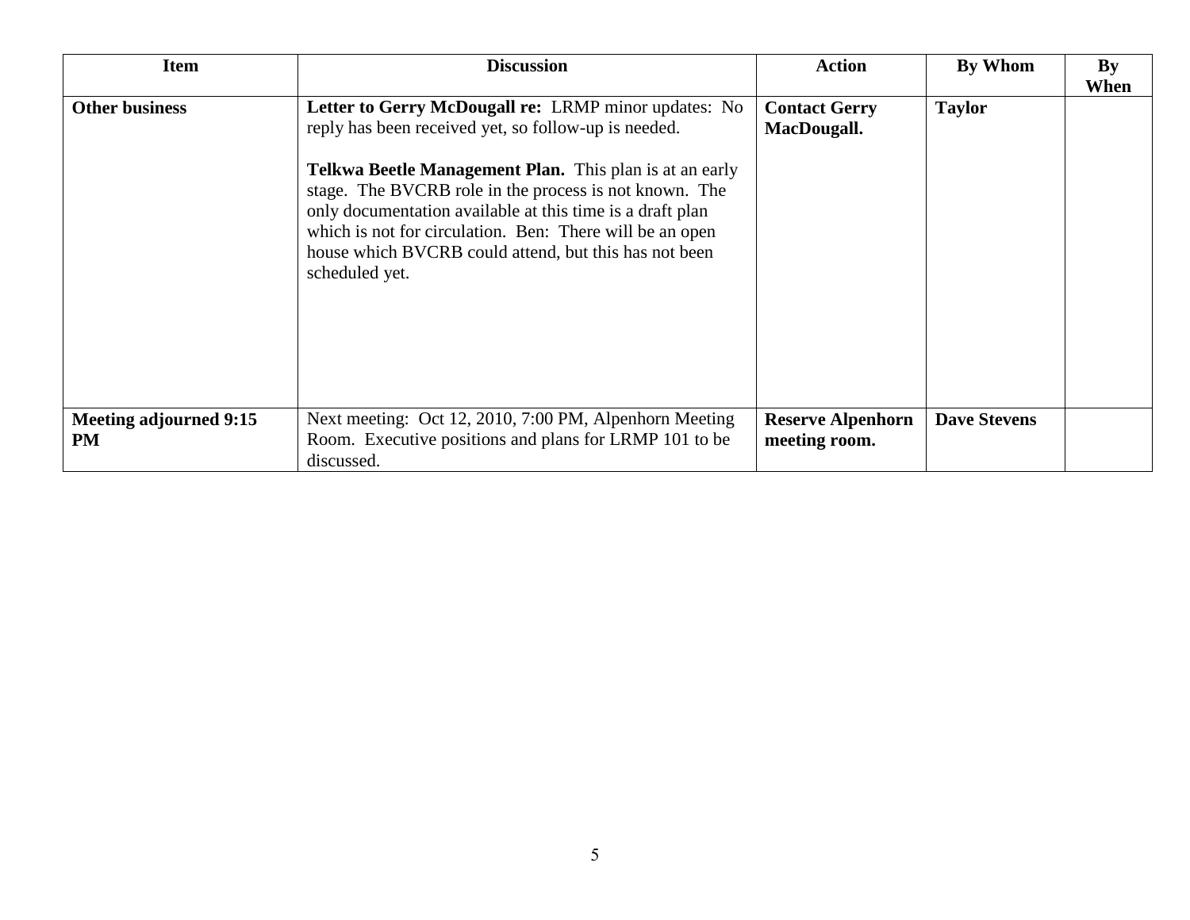| Item | Discussion | Action | By Whom | By When |
| --- | --- | --- | --- | --- |
| **Other business** | **Letter to Gerry McDougall re:** LRMP minor updates: No reply has been received yet, so follow-up is needed.<br><br>**Telkwa Beetle Management Plan.** This plan is at an early stage. The BVCRB role in the process is not known. The only documentation available at this time is a draft plan which is not for circulation. Ben: There will be an open house which BVCRB could attend, but this has not been scheduled yet. | **Contact Gerry MacDougall.** | **Taylor** | |
| **Meeting adjourned 9:15 PM** | Next meeting: Oct 12, 2010, 7:00 PM, Alpenhorn Meeting Room. Executive positions and plans for LRMP 101 to be discussed. | **Reserve Alpenhorn meeting room.** | **Dave Stevens** | |